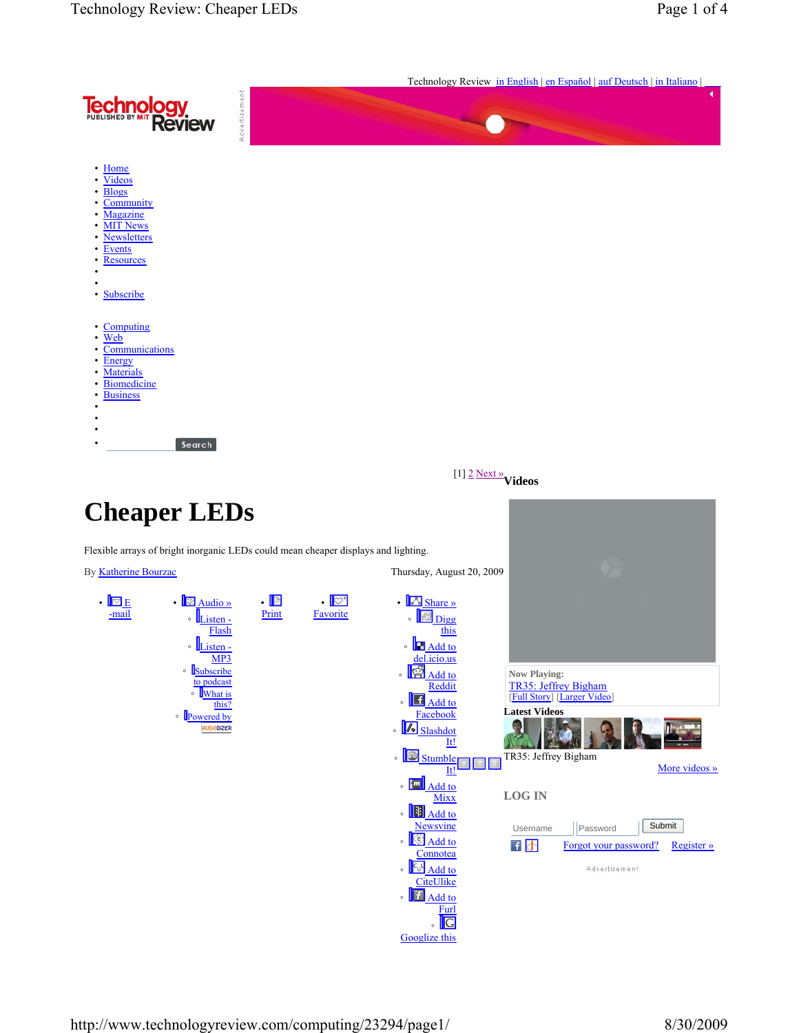Technology Review in English | en Español | auf Deutsch | in Italiano |

- Home
- Videos
- Blogs
- Community
- Magazine
- MIT News
- Newsletters
- Events
- Resources
- Subscribe

- Computing
- Web
- Communications
- Energy
- Materials
- Biomedicine
- Business

[1] 2 Next »

# Cheaper LEDs

Flexible arrays of bright inorganic LEDs could mean cheaper displays and lighting.

By Katherine Bourzac

Thursday, August 20, 2009

- E-mail
- Audio »
  - Listen - Flash
  - Listen - MP3
  - Subscribe to podcast
    - What is this?
  - Powered by
- Print
- Favorite
- Share »
  - Digg this
  - Add to del.icio.us
  - Add to Reddit
  - Add to Facebook
  - Slashdot It!
  - Stumble It!
  - Add to Mixx
  - Add to Newsvine
  - Add to Connotea
  - Add to CiteUlike
  - Add to Furl
  - Googlize this

## Videos

Now Playing:
TR35: Jeffrey Bigham
[Full Story] [Larger Video]

Latest Videos

TR35: Jeffrey Bigham

More videos »

## LOG IN

Username Password Submit

Forgot your password? Register »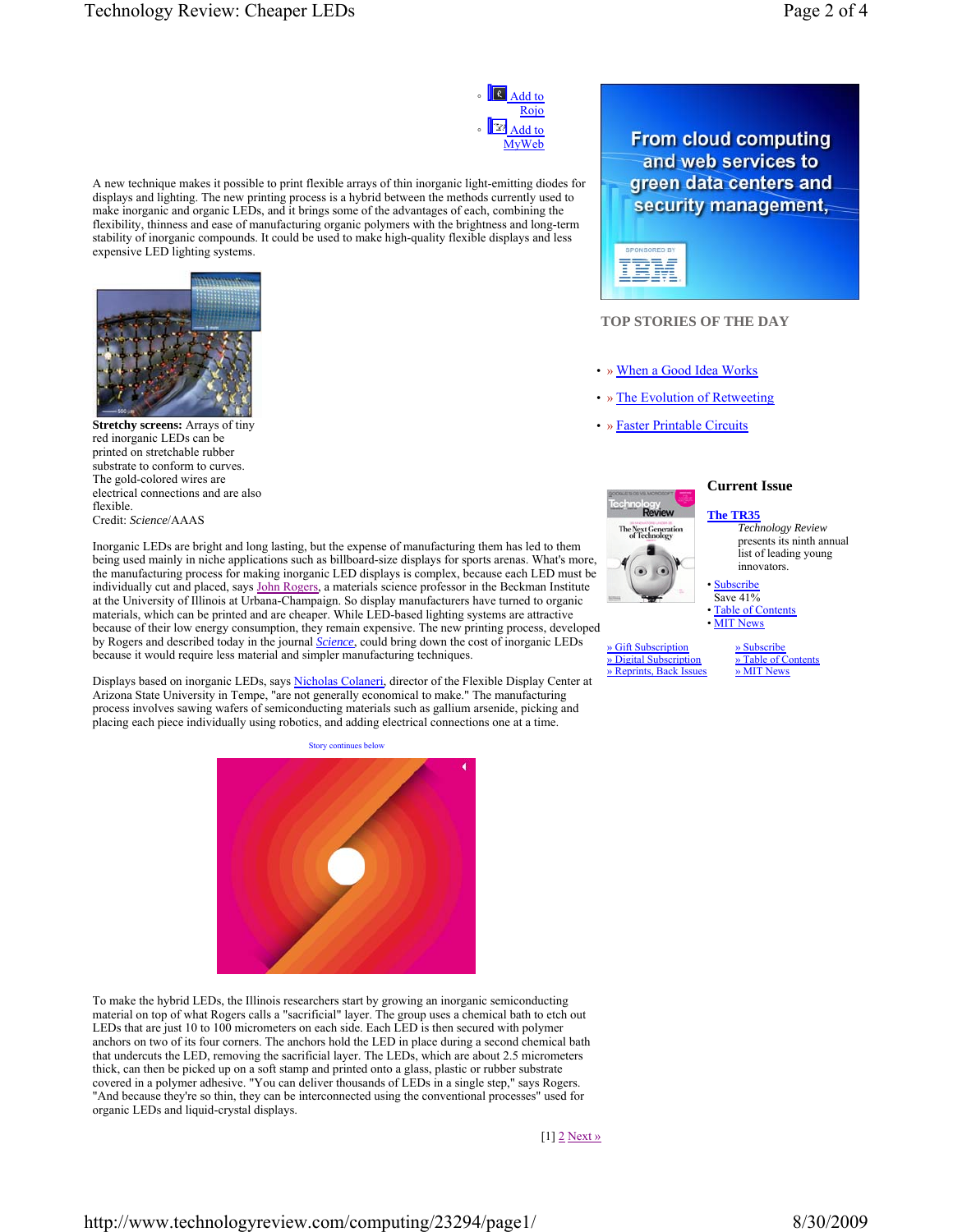- Add to Rojo
- Add to MyWeb

A new technique makes it possible to print flexible arrays of thin inorganic light-emitting diodes for displays and lighting. The new printing process is a hybrid between the methods currently used to make inorganic and organic LEDs, and it brings some of the advantages of each, combining the flexibility, thinness and ease of manufacturing organic polymers with the brightness and long-term stability of inorganic compounds. It could be used to make high-quality flexible displays and less expensive LED lighting systems.

**Stretchy screens:** Arrays of tiny red inorganic LEDs can be printed on stretchable rubber substrate to conform to curves. The gold-colored wires are electrical connections and are also flexible.
Credit: *Science*/AAAS

Inorganic LEDs are bright and long lasting, but the expense of manufacturing them has led to them being used mainly in niche applications such as billboard-size displays for sports arenas. What's more, the manufacturing process for making inorganic LED displays is complex, because each LED must be individually cut and placed, says John Rogers, a materials science professor in the Beckman Institute at the University of Illinois at Urbana-Champaign. So display manufacturers have turned to organic materials, which can be printed and are cheaper. While LED-based lighting systems are attractive because of their low energy consumption, they remain expensive. The new printing process, developed by Rogers and described today in the journal *Science*, could bring down the cost of inorganic LEDs because it would require less material and simpler manufacturing techniques.

Displays based on inorganic LEDs, says Nicholas Colaneri, director of the Flexible Display Center at Arizona State University in Tempe, "are not generally economical to make." The manufacturing process involves sawing wafers of semiconducting materials such as gallium arsenide, picking and placing each piece individually using robotics, and adding electrical connections one at a time.

Story continues below

To make the hybrid LEDs, the Illinois researchers start by growing an inorganic semiconducting material on top of what Rogers calls a "sacrificial" layer. The group uses a chemical bath to etch out LEDs that are just 10 to 100 micrometers on each side. Each LED is then secured with polymer anchors on two of its four corners. The anchors hold the LED in place during a second chemical bath that undercuts the LED, removing the sacrificial layer. The LEDs, which are about 2.5 micrometers thick, can then be picked up on a soft stamp and printed onto a glass, plastic or rubber substrate covered in a polymer adhesive. "You can deliver thousands of LEDs in a single step," says Rogers. "And because they're so thin, they can be interconnected using the conventional processes" used for organic LEDs and liquid-crystal displays.

[1] 2 Next »

From cloud computing and web services to green data centers and security management, SPONSORED BY IBM

## TOP STORIES OF THE DAY

- » When a Good Idea Works
- » The Evolution of Retweeting
- » Faster Printable Circuits

### Current Issue

**The TR35**
*Technology Review* presents its ninth annual list of leading young innovators.

- Subscribe
  Save 41%
- Table of Contents
- MIT News

» Gift Subscription
» Digital Subscription
» Reprints, Back Issues
» Subscribe
» Table of Contents
» MIT News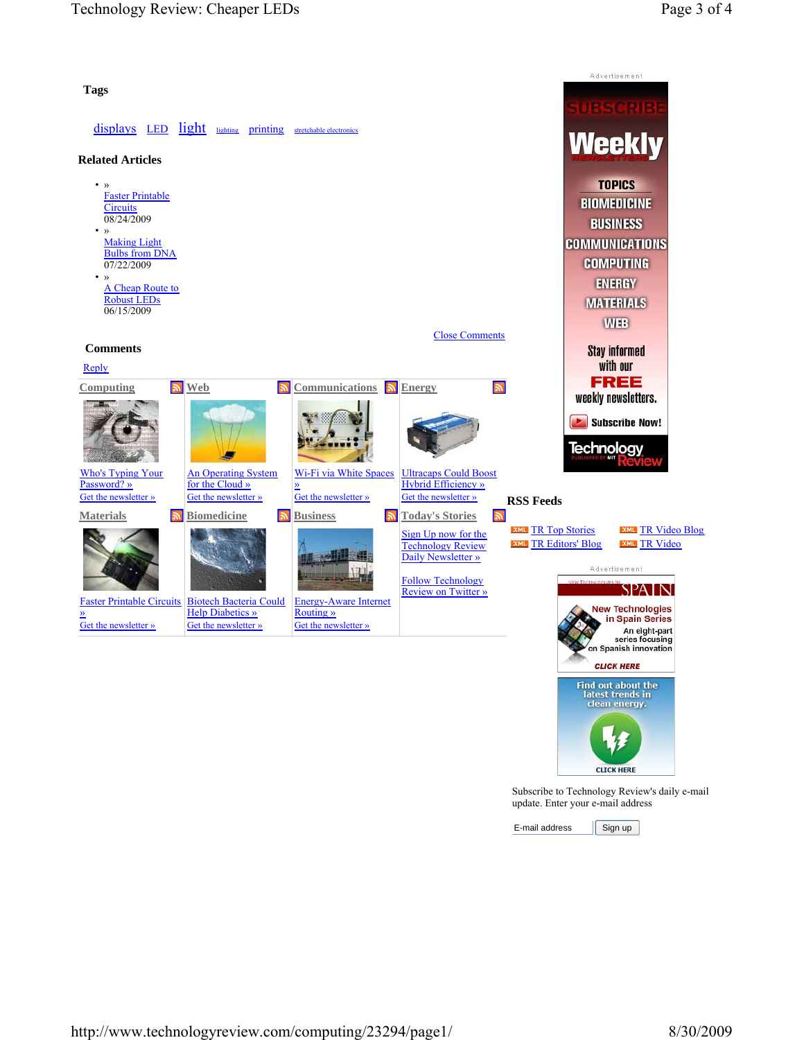### Tags

displays LED light lighting printing stretchable electronics

### Related Articles

- » Faster Printable Circuits
  08/24/2009
- » Making Light Bulbs from DNA
  07/22/2009
- » A Cheap Route to Robust LEDs
  06/15/2009

Close Comments

### Comments

Reply

| Computing | Web | Communications | Energy |
|---|---|---|---|
| Who's Typing Your Password? » | An Operating System for the Cloud » | Wi-Fi via White Spaces » | Ultracaps Could Boost Hybrid Efficiency » |
| Get the newsletter » | Get the newsletter » | Get the newsletter » | Get the newsletter » |

| Materials | Biomedicine | Business | Today's Stories |
|---|---|---|---|
| Faster Printable Circuits » | Biotech Bacteria Could Help Diabetics » | Energy-Aware Internet Routing » | Sign Up now for the Technology Review Daily Newsletter » |
| Get the newsletter » | Get the newsletter » | Get the newsletter » | Follow Technology Review on Twitter » |

Advertisement

SUBSCRIBE Weekly NEWSLETTERS

TOPICS: BIOMEDICINE, BUSINESS, COMMUNICATIONS, COMPUTING, ENERGY, MATERIALS, WEB

Stay informed with our FREE weekly newsletters.

Subscribe Now!

Technology Review PUBLISHED BY MIT

### RSS Feeds

- TR Top Stories
- TR Video Blog
- TR Editors' Blog
- TR Video

Advertisement

New Technologies in SPAIN

New Technologies in Spain Series
An eight-part series focusing on Spanish innovation
CLICK HERE

Find out about the latest trends in clean energy.
CLICK HERE

Subscribe to Technology Review's daily e-mail update. Enter your e-mail address

E-mail address | Sign up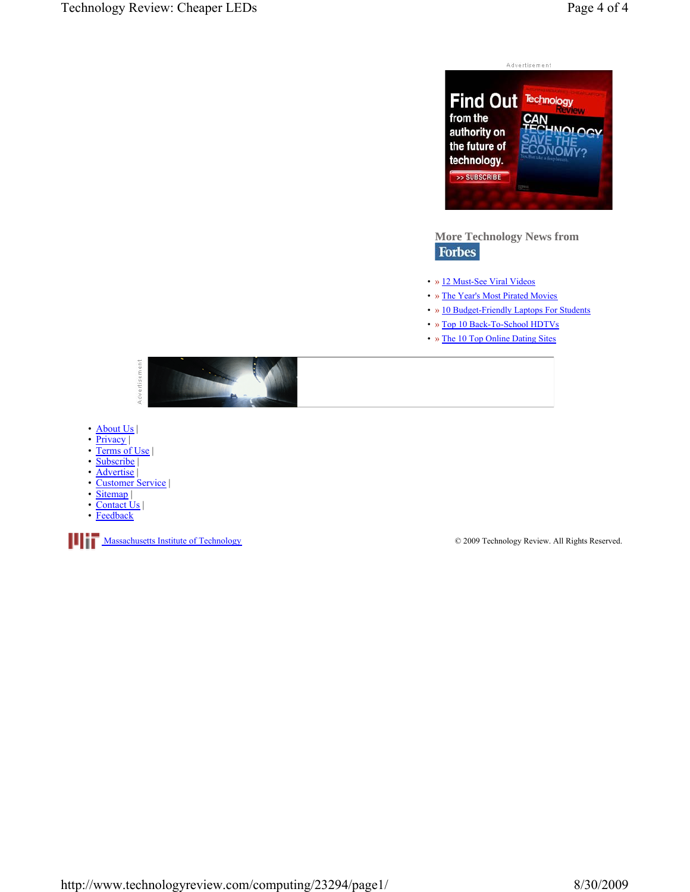Advertisement

## More Technology News from Forbes

- » 12 Must-See Viral Videos
- » The Year's Most Pirated Movies
- » 10 Budget-Friendly Laptops For Students
- » Top 10 Back-To-School HDTVs
- » The 10 Top Online Dating Sites

Advertisement

- About Us |
- Privacy |
- Terms of Use |
- Subscribe |
- Advertise |
- Customer Service |
- Sitemap |
- Contact Us |
- Feedback

Massachusetts Institute of Technology

© 2009 Technology Review. All Rights Reserved.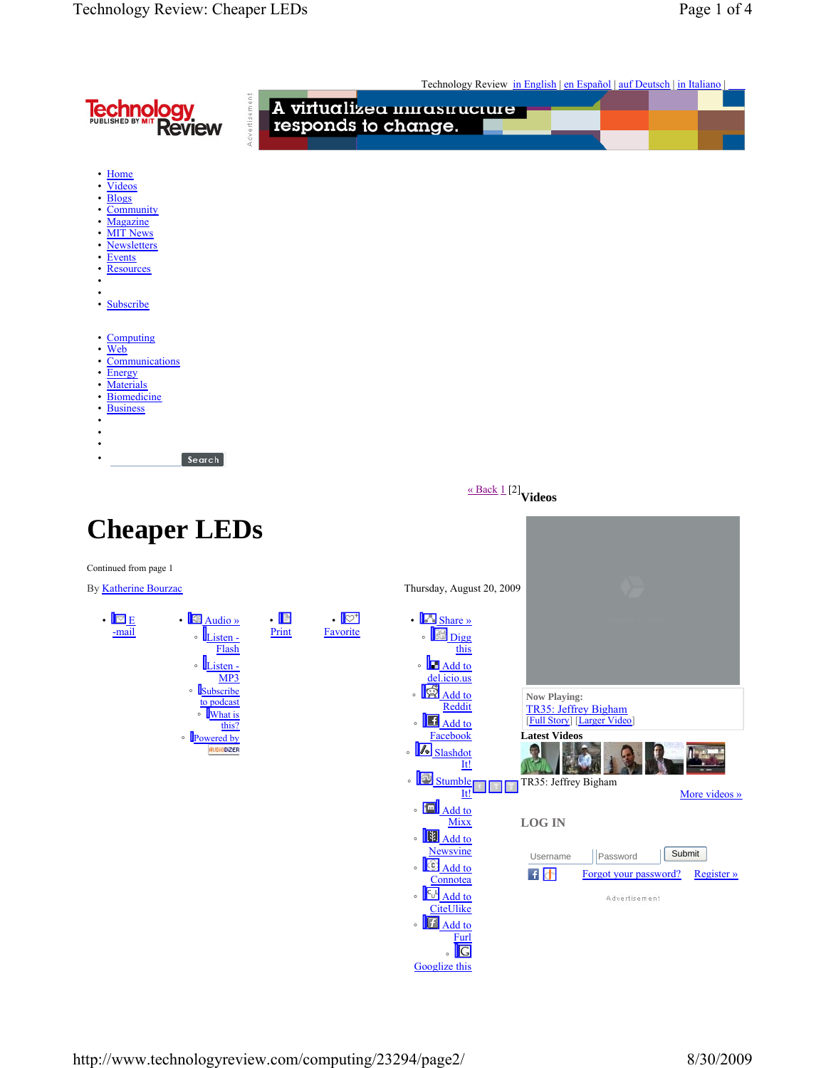Technology Review in English | en Español | auf Deutsch | in Italiano |

- Home
- Videos
- Blogs
- Community
- Magazine
- MIT News
- Newsletters
- Events
- Resources
- Subscribe

- Computing
- Web
- Communications
- Energy
- Materials
- Biomedicine
- Business

Search

« Back 1 [2]

# Cheaper LEDs

Continued from page 1

By Katherine Bourzac

Thursday, August 20, 2009

- E-mail
- Audio »
  - Listen - Flash
  - Listen - MP3
  - Subscribe to podcast
  - What is this?
  - Powered by AUDIODIZER
- Print
- Favorite
- Share »
  - Digg this
  - Add to del.icio.us
  - Add to Reddit
  - Add to Facebook
  - Slashdot It!
  - Stumble It!
  - Add to Mixx
  - Add to Newsvine
  - Add to Connotea
  - Add to CiteULike
  - Add to Furl
  - Googlize this

### Videos

Now Playing:
TR35: Jeffrey Bigham
[Full Story] [Larger Video]

Latest Videos

TR35: Jeffrey Bigham

More videos »

### LOG IN

Username Password Submit

Forgot your password? Register »

Advertisement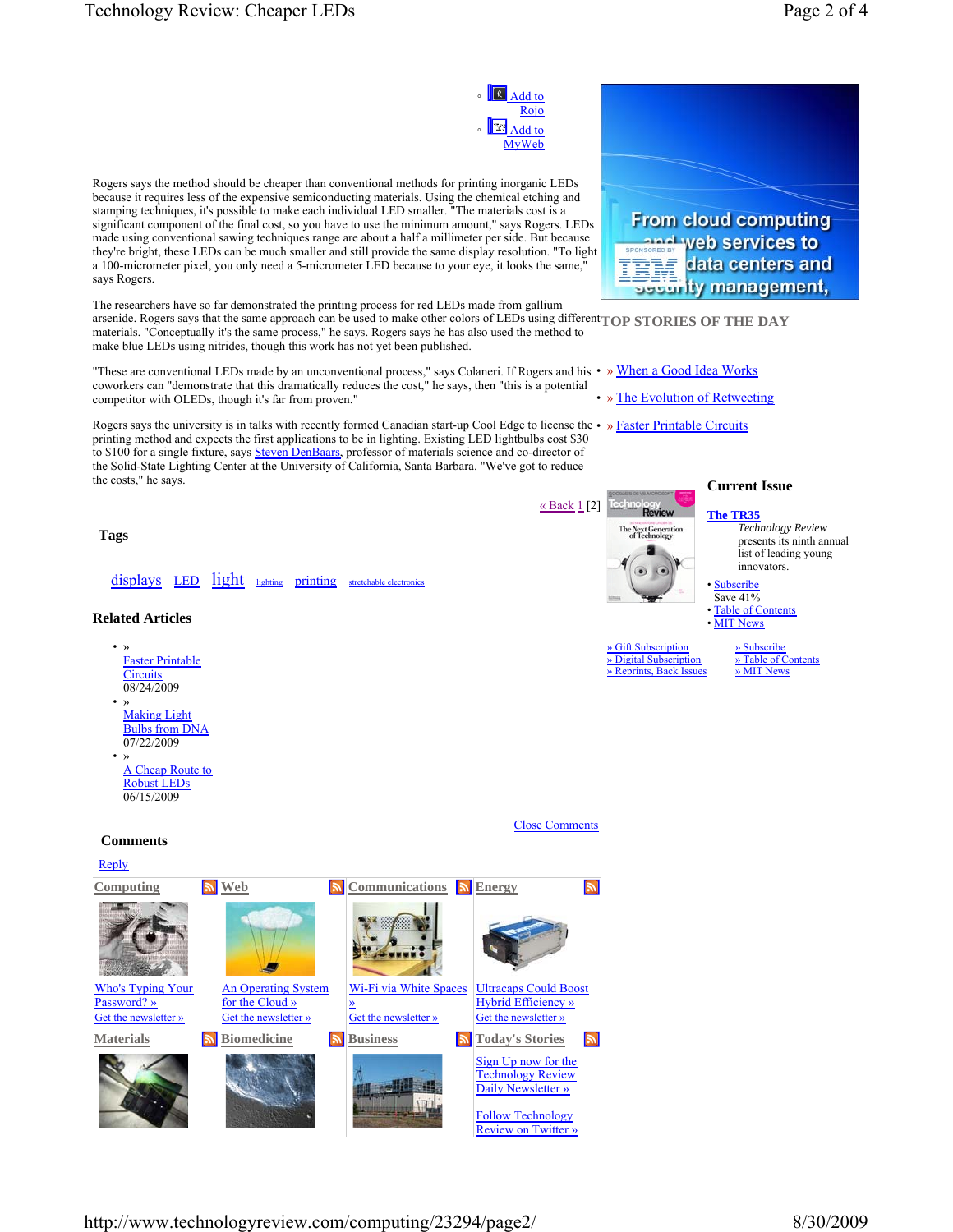- Add to Rojo
- Add to MyWeb

Rogers says the method should be cheaper than conventional methods for printing inorganic LEDs because it requires less of the expensive semiconducting materials. Using the chemical etching and stamping techniques, it's possible to make each individual LED smaller. "The materials cost is a significant component of the final cost, so you have to use the minimum amount," says Rogers. LEDs made using conventional sawing techniques range are about a half a millimeter per side. But because they're bright, these LEDs can be much smaller and still provide the same display resolution. "To light a 100-micrometer pixel, you only need a 5-micrometer LED because to your eye, it looks the same," says Rogers.

The researchers have so far demonstrated the printing process for red LEDs made from gallium arsenide. Rogers says that the same approach can be used to make other colors of LEDs using different materials. "Conceptually it's the same process," he says. Rogers says he has also used the method to make blue LEDs using nitrides, though this work has not yet been published.

"These are conventional LEDs made by an unconventional process," says Colaneri. If Rogers and his coworkers can "demonstrate that this dramatically reduces the cost," he says, then "this is a potential competitor with OLEDs, though it's far from proven."

Rogers says the university is in talks with recently formed Canadian start-up Cool Edge to license the printing method and expects the first applications to be in lighting. Existing LED lightbulbs cost $30 to $100 for a single fixture, says Steven DenBaars, professor of materials science and co-director of the Solid-State Lighting Center at the University of California, Santa Barbara. "We've got to reduce the costs," he says.

« Back 1 [2]

From cloud computing and web services to data centers and security management, SPONSORED BY IBM

## TOP STORIES OF THE DAY

- » When a Good Idea Works
- » The Evolution of Retweeting
- » Faster Printable Circuits

### Current Issue

**The TR35**
*Technology Review* presents its ninth annual list of leading young innovators.

- Subscribe Save 41%
- Table of Contents
- MIT News

» Gift Subscription
» Digital Subscription
» Reprints, Back Issues
» Subscribe
» Table of Contents
» MIT News

### Tags

displays LED light lighting printing stretchable electronics

### Related Articles

- » Faster Printable Circuits 08/24/2009
- » Making Light Bulbs from DNA 07/22/2009
- » A Cheap Route to Robust LEDs 06/15/2009

Close Comments

### Comments

Reply

**Computing** — Who's Typing Your Password? » Get the newsletter »

**Web** — An Operating System for the Cloud » Get the newsletter »

**Communications** — Wi-Fi via White Spaces » Get the newsletter »

**Energy** — Ultracaps Could Boost Hybrid Efficiency » Get the newsletter »

**Materials**

**Biomedicine**

**Business**

**Today's Stories** — Sign Up now for the Technology Review Daily Newsletter » Follow Technology Review on Twitter »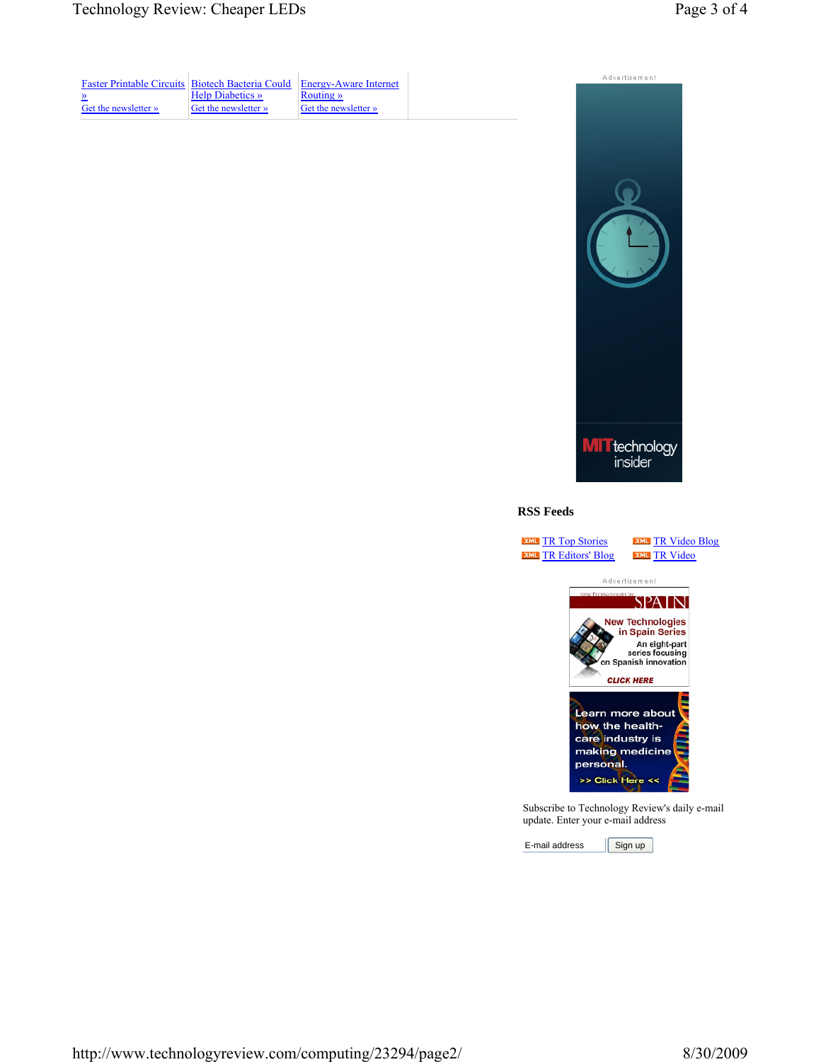| Faster Printable Circuits » | Biotech Bacteria Could Help Diabetics » | Energy-Aware Internet Routing » |
|---|---|---|
| Get the newsletter » | Get the newsletter » | Get the newsletter » |

Advertisement

## RSS Feeds

XML TR Top Stories
XML TR Editors' Blog
XML TR Video Blog
XML TR Video

Advertisement

Subscribe to Technology Review's daily e-mail update. Enter your e-mail address

E-mail address | Sign up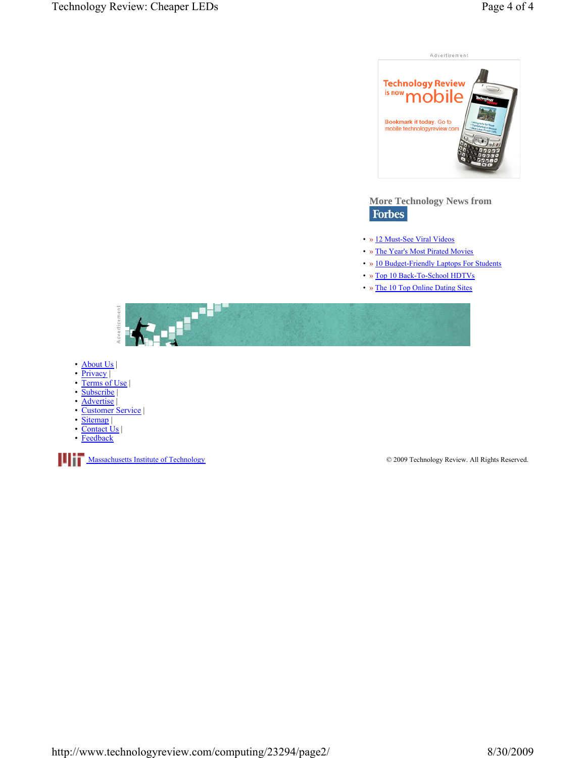Advertisement

## More Technology News from Forbes

- » 12 Must-See Viral Videos
- » The Year's Most Pirated Movies
- » 10 Budget-Friendly Laptops For Students
- » Top 10 Back-To-School HDTVs
- » The 10 Top Online Dating Sites

Advertisement

- About Us |
- Privacy |
- Terms of Use |
- Subscribe |
- Advertise |
- Customer Service |
- Sitemap |
- Contact Us |
- Feedback

Massachusetts Institute of Technology

© 2009 Technology Review. All Rights Reserved.